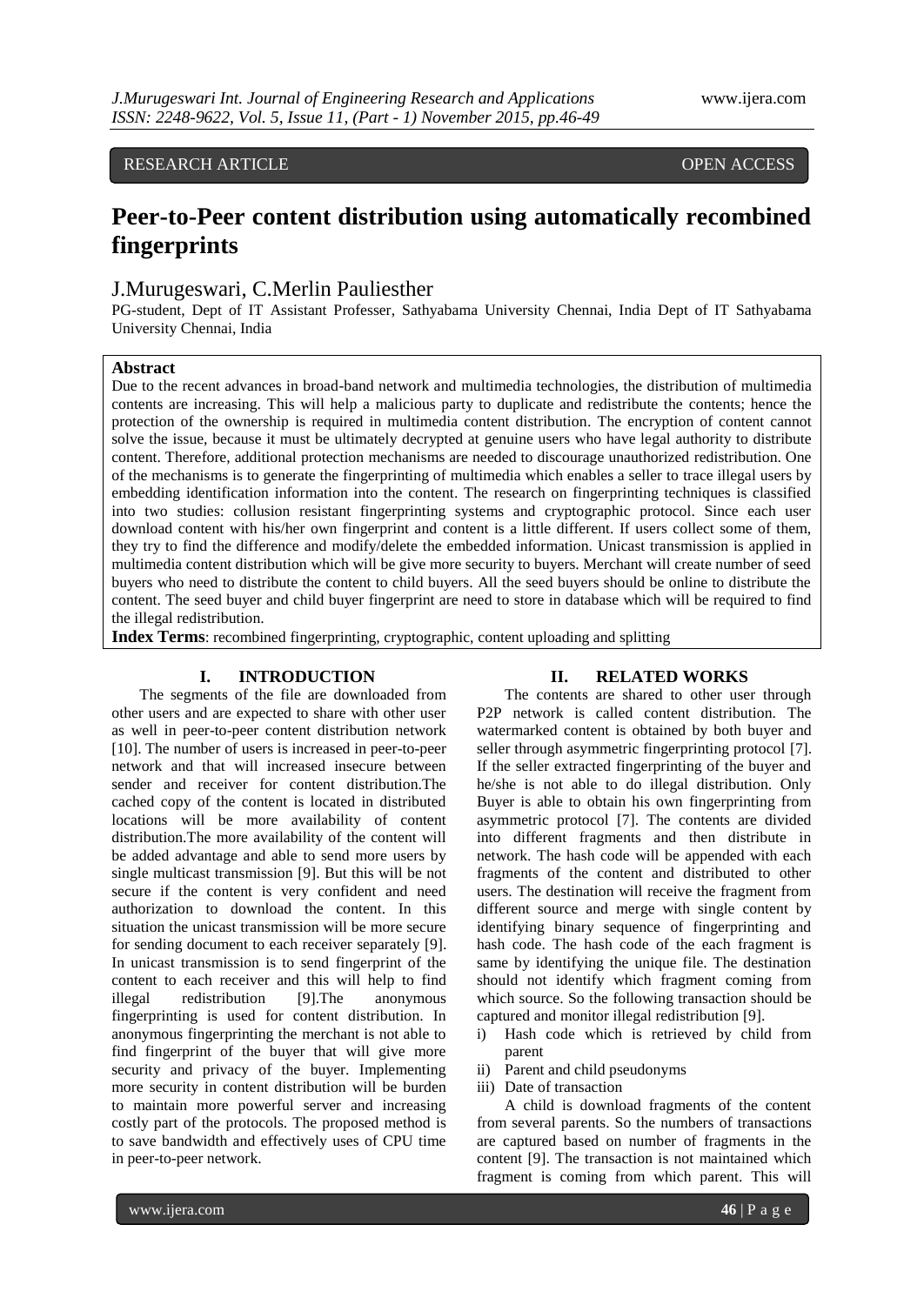RESEARCH ARTICLE OPEN ACCESS

# Peer-to-Peer content distribution using automatically recombined fingerprints

J.Murugeswari, C.Merlin Pauliesther

PG-student, Dept of IT Assistant Professer, Sathyabama University Chennai, India Dept of IT Sathyabama University Chennai, India

**Abstract**

Due to the recent advances in broad-band network and multimedia technologies, the distribution of multimedia contents are increasing. This will help a malicious party to duplicate and redistribute the contents; hence the protection of the ownership is required in multimedia content distribution. The encryption of content cannot solve the issue, because it must be ultimately decrypted at genuine users who have legal authority to distribute content. Therefore, additional protection mechanisms are needed to discourage unauthorized redistribution. One of the mechanisms is to generate the fingerprinting of multimedia which enables a seller to trace illegal users by embedding identification information into the content. The research on fingerprinting techniques is classified into two studies: collusion resistant fingerprinting systems and cryptographic protocol. Since each user download content with his/her own fingerprint and content is a little different. If users collect some of them, they try to find the difference and modify/delete the embedded information. Unicast transmission is applied in multimedia content distribution which will be give more security to buyers. Merchant will create number of seed buyers who need to distribute the content to child buyers. All the seed buyers should be online to distribute the content. The seed buyer and child buyer fingerprint are need to store in database which will be required to find the illegal redistribution.

**Index Terms**: recombined fingerprinting, cryptographic, content uploading and splitting

## I. INTRODUCTION

The segments of the file are downloaded from other users and are expected to share with other user as well in peer-to-peer content distribution network [10]. The number of users is increased in peer-to-peer network and that will increased insecure between sender and receiver for content distribution.The cached copy of the content is located in distributed locations will be more availability of content distribution.The more availability of the content will be added advantage and able to send more users by single multicast transmission [9]. But this will be not secure if the content is very confident and need authorization to download the content. In this situation the unicast transmission will be more secure for sending document to each receiver separately [9]. In unicast transmission is to send fingerprint of the content to each receiver and this will help to find illegal redistribution [9].The anonymous fingerprinting is used for content distribution. In anonymous fingerprinting the merchant is not able to find fingerprint of the buyer that will give more security and privacy of the buyer. Implementing more security in content distribution will be burden to maintain more powerful server and increasing costly part of the protocols. The proposed method is to save bandwidth and effectively uses of CPU time in peer-to-peer network.

## II. RELATED WORKS

The contents are shared to other user through P2P network is called content distribution. The watermarked content is obtained by both buyer and seller through asymmetric fingerprinting protocol [7]. If the seller extracted fingerprinting of the buyer and he/she is not able to do illegal distribution. Only Buyer is able to obtain his own fingerprinting from asymmetric protocol [7]. The contents are divided into different fragments and then distribute in network. The hash code will be appended with each fragments of the content and distributed to other users. The destination will receive the fragment from different source and merge with single content by identifying binary sequence of fingerprinting and hash code. The hash code of the each fragment is same by identifying the unique file. The destination should not identify which fragment coming from which source. So the following transaction should be captured and monitor illegal redistribution [9].

i) Hash code which is retrieved by child from parent
ii) Parent and child pseudonyms
iii) Date of transaction

A child is download fragments of the content from several parents. So the numbers of transactions are captured based on number of fragments in the content [9]. The transaction is not maintained which fragment is coming from which parent. This will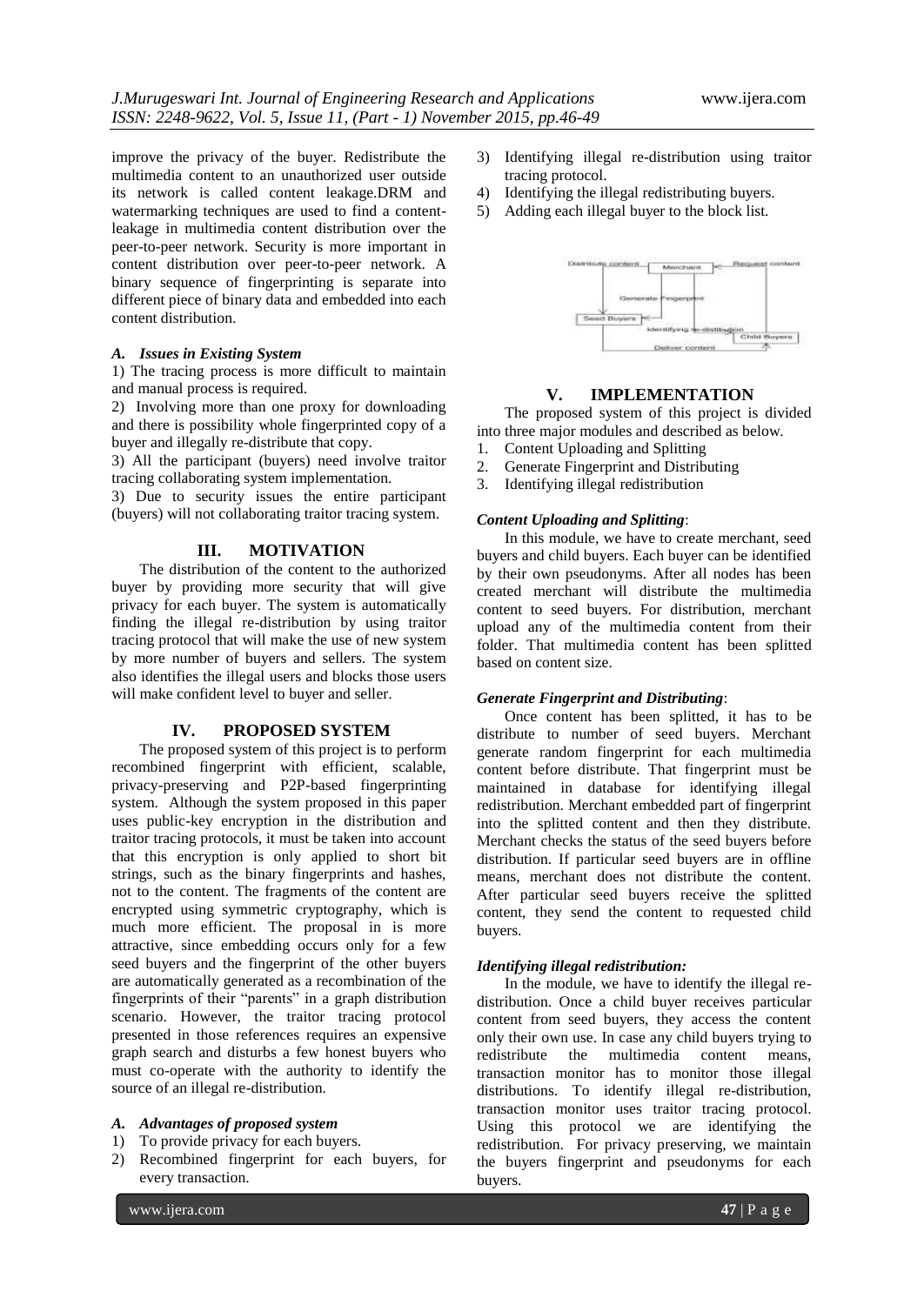improve the privacy of the buyer. Redistribute the multimedia content to an unauthorized user outside its network is called content leakage.DRM and watermarking techniques are used to find a content-leakage in multimedia content distribution over the peer-to-peer network. Security is more important in content distribution over peer-to-peer network. A binary sequence of fingerprinting is separate into different piece of binary data and embedded into each content distribution.

### *A. Issues in Existing System*

1) The tracing process is more difficult to maintain and manual process is required.

2) Involving more than one proxy for downloading and there is possibility whole fingerprinted copy of a buyer and illegally re-distribute that copy.

3) All the participant (buyers) need involve traitor tracing collaborating system implementation.

3) Due to security issues the entire participant (buyers) will not collaborating traitor tracing system.

## III. MOTIVATION

The distribution of the content to the authorized buyer by providing more security that will give privacy for each buyer. The system is automatically finding the illegal re-distribution by using traitor tracing protocol that will make the use of new system by more number of buyers and sellers. The system also identifies the illegal users and blocks those users will make confident level to buyer and seller.

## IV. PROPOSED SYSTEM

The proposed system of this project is to perform recombined fingerprint with efficient, scalable, privacy-preserving and P2P-based fingerprinting system. Although the system proposed in this paper uses public-key encryption in the distribution and traitor tracing protocols, it must be taken into account that this encryption is only applied to short bit strings, such as the binary fingerprints and hashes, not to the content. The fragments of the content are encrypted using symmetric cryptography, which is much more efficient. The proposal in is more attractive, since embedding occurs only for a few seed buyers and the fingerprint of the other buyers are automatically generated as a recombination of the fingerprints of their "parents" in a graph distribution scenario. However, the traitor tracing protocol presented in those references requires an expensive graph search and disturbs a few honest buyers who must co-operate with the authority to identify the source of an illegal re-distribution.

### *A. Advantages of proposed system*

1) To provide privacy for each buyers.
2) Recombined fingerprint for each buyers, for every transaction.
3) Identifying illegal re-distribution using traitor tracing protocol.
4) Identifying the illegal redistributing buyers.
5) Adding each illegal buyer to the block list.

## V. IMPLEMENTATION

The proposed system of this project is divided into three major modules and described as below.

1. Content Uploading and Splitting
2. Generate Fingerprint and Distributing
3. Identifying illegal redistribution

***Content Uploading and Splitting***:

In this module, we have to create merchant, seed buyers and child buyers. Each buyer can be identified by their own pseudonyms. After all nodes has been created merchant will distribute the multimedia content to seed buyers. For distribution, merchant upload any of the multimedia content from their folder. That multimedia content has been splitted based on content size.

***Generate Fingerprint and Distributing***:

Once content has been splitted, it has to be distribute to number of seed buyers. Merchant generate random fingerprint for each multimedia content before distribute. That fingerprint must be maintained in database for identifying illegal redistribution. Merchant embedded part of fingerprint into the splitted content and then they distribute. Merchant checks the status of the seed buyers before distribution. If particular seed buyers are in offline means, merchant does not distribute the content. After particular seed buyers receive the splitted content, they send the content to requested child buyers.

***Identifying illegal redistribution:***

In the module, we have to identify the illegal re-distribution. Once a child buyer receives particular content from seed buyers, they access the content only their own use. In case any child buyers trying to redistribute the multimedia content means, transaction monitor has to monitor those illegal distributions. To identify illegal re-distribution, transaction monitor uses traitor tracing protocol. Using this protocol we are identifying the redistribution. For privacy preserving, we maintain the buyers fingerprint and pseudonyms for each buyers.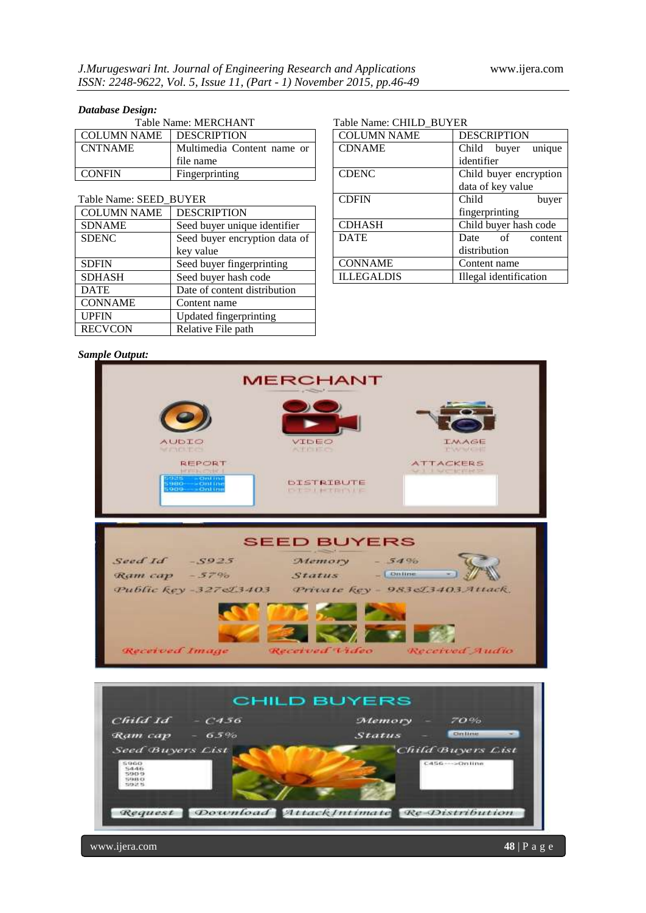***Database Design:***

Table Name: MERCHANT

| COLUMN NAME | DESCRIPTION |
|---|---|
| CNTNAME | Multimedia Content name or file name |
| CONFIN | Fingerprinting |

Table Name: SEED_BUYER

| COLUMN NAME | DESCRIPTION |
|---|---|
| SDNAME | Seed buyer unique identifier |
| SDENC | Seed buyer encryption data of key value |
| SDFIN | Seed buyer fingerprinting |
| SDHASH | Seed buyer hash code |
| DATE | Date of content distribution |
| CONNAME | Content name |
| UPFIN | Updated fingerprinting |
| RECVCON | Relative File path |

Table Name: CHILD_BUYER

| COLUMN NAME | DESCRIPTION |
|---|---|
| CDNAME | Child buyer unique identifier |
| CDENC | Child buyer encryption data of key value |
| CDFIN | Child buyer fingerprinting |
| CDHASH | Child buyer hash code |
| DATE | Date of content distribution |
| CONNAME | Content name |
| ILLEGALDIS | Illegal identification |

***Sample Output:***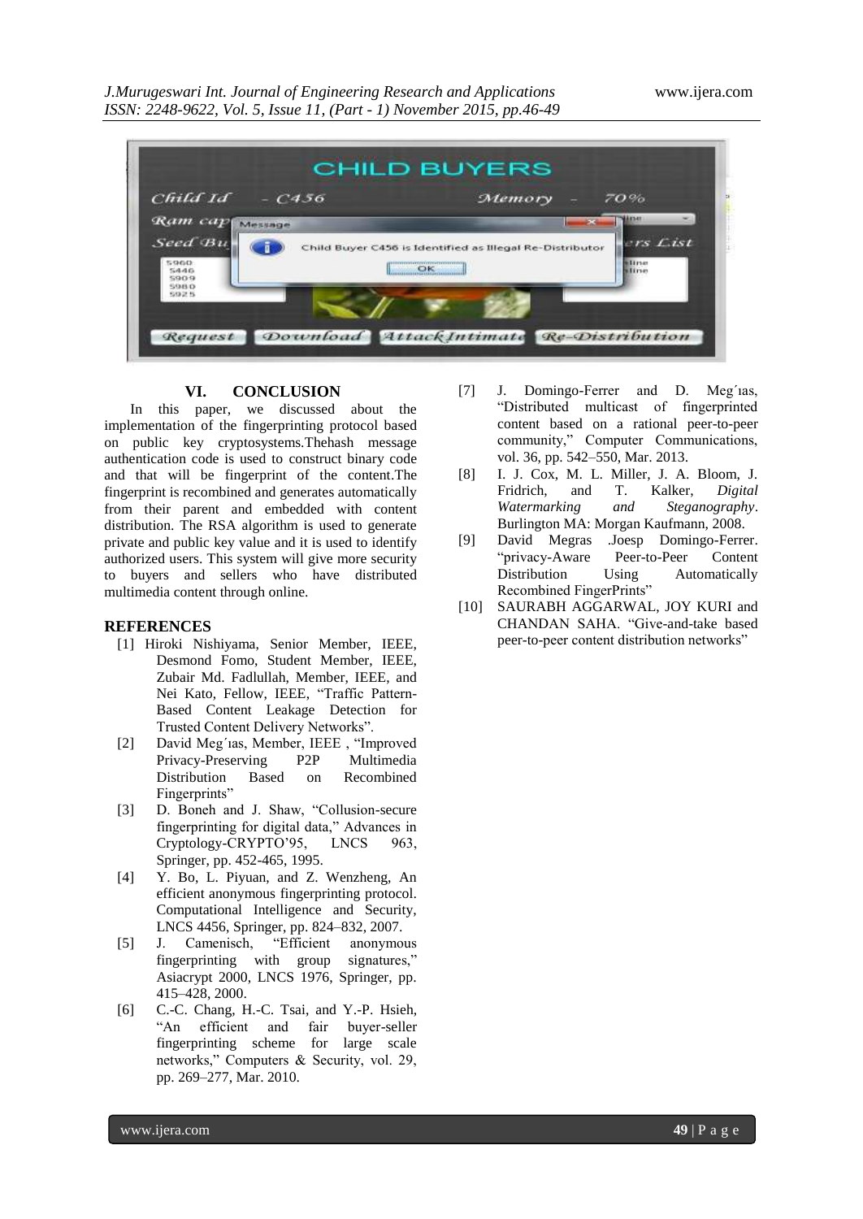## VI. CONCLUSION

In this paper, we discussed about the implementation of the fingerprinting protocol based on public key cryptosystems.Thehash message authentication code is used to construct binary code and that will be fingerprint of the content.The fingerprint is recombined and generates automatically from their parent and embedded with content distribution. The RSA algorithm is used to generate private and public key value and it is used to identify authorized users. This system will give more security to buyers and sellers who have distributed multimedia content through online.

## REFERENCES

[1] Hiroki Nishiyama, Senior Member, IEEE, Desmond Fomo, Student Member, IEEE, Zubair Md. Fadlullah, Member, IEEE, and Nei Kato, Fellow, IEEE, "Traffic Pattern-Based Content Leakage Detection for Trusted Content Delivery Networks".

[2] David Meg´ıas, Member, IEEE , "Improved Privacy-Preserving P2P Multimedia Distribution Based on Recombined Fingerprints"

[3] D. Boneh and J. Shaw, "Collision-secure fingerprinting for digital data," Advances in Cryptology-CRYPTO'95, LNCS 963, Springer, pp. 452-465, 1995.

[4] Y. Bo, L. Piyuan, and Z. Wenzheng, An efficient anonymous fingerprinting protocol. Computational Intelligence and Security, LNCS 4456, Springer, pp. 824–832, 2007.

[5] J. Camenisch, "Efficient anonymous fingerprinting with group signatures," Asiacrypt 2000, LNCS 1976, Springer, pp. 415–428, 2000.

[6] C.-C. Chang, H.-C. Tsai, and Y.-P. Hsieh, "An efficient and fair buyer-seller fingerprinting scheme for large scale networks," Computers & Security, vol. 29, pp. 269–277, Mar. 2010.

[7] J. Domingo-Ferrer and D. Meg´ıas, "Distributed multicast of fingerprinted content based on a rational peer-to-peer community," Computer Communications, vol. 36, pp. 542–550, Mar. 2013.

[8] I. J. Cox, M. L. Miller, J. A. Bloom, J. Fridrich, and T. Kalker, *Digital Watermarking and Steganography*. Burlington MA: Morgan Kaufmann, 2008.

[9] David Megras .Joesp Domingo-Ferrer. "privacy-Aware Peer-to-Peer Content Distribution Using Automatically Recombined FingerPrints"

[10] SAURABH AGGARWAL, JOY KURI and CHANDAN SAHA. "Give-and-take based peer-to-peer content distribution networks"